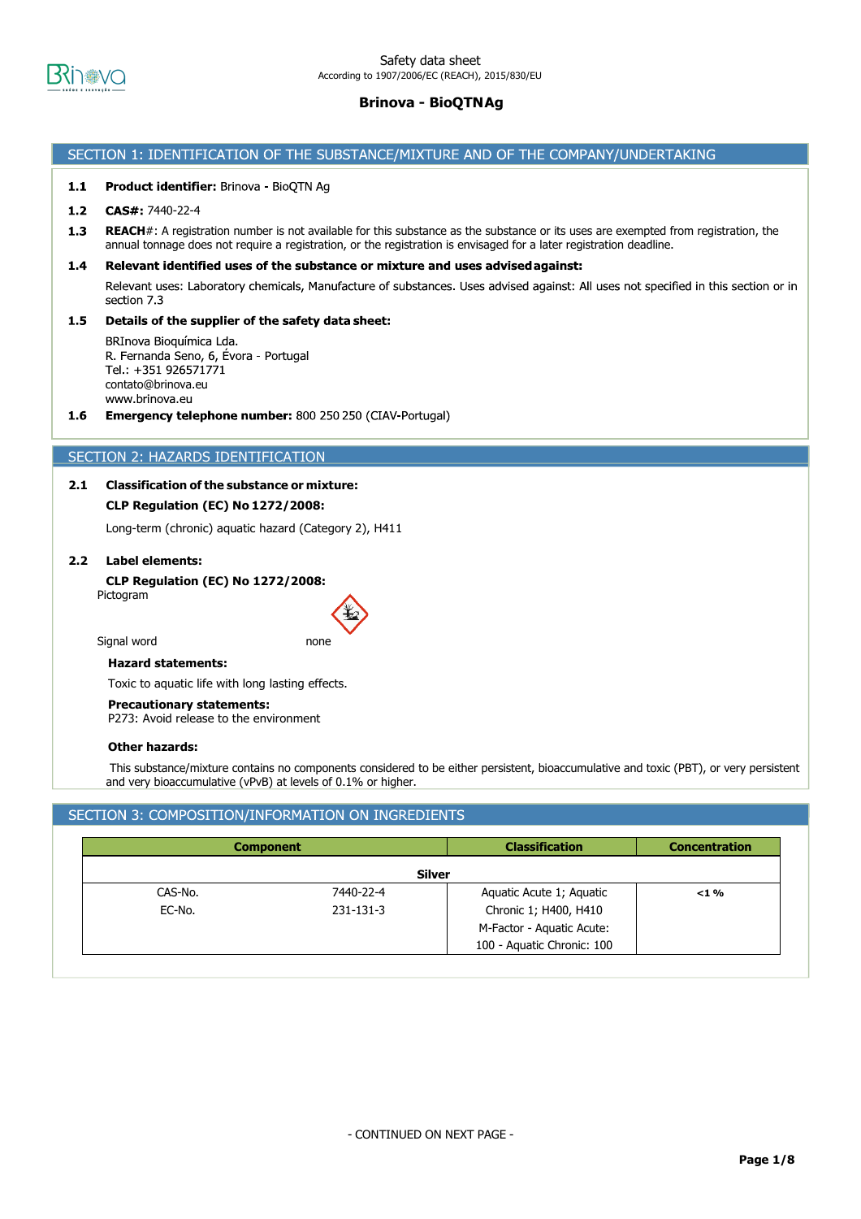Safety data sheet
According to 1907/2006/EC (REACH), 2015/830/EU

# Brinova - BioQTNAg

## SECTION 1: IDENTIFICATION OF THE SUBSTANCE/MIXTURE AND OF THE COMPANY/UNDERTAKING

**1.1 Product identifier:** Brinova - BioQTN Ag

**1.2 CAS#:** 7440-22-4

**1.3 REACH#:** A registration number is not available for this substance as the substance or its uses are exempted from registration, the annual tonnage does not require a registration, or the registration is envisaged for a later registration deadline.

**1.4 Relevant identified uses of the substance or mixture and uses advised against:**

Relevant uses: Laboratory chemicals, Manufacture of substances. Uses advised against: All uses not specified in this section or in section 7.3

**1.5 Details of the supplier of the safety data sheet:**

BRInova Bioquímica Lda.
R. Fernanda Seno, 6, Évora - Portugal
Tel.: +351 926571771
contato@brinova.eu
www.brinova.eu

**1.6 Emergency telephone number:** 800 250 250 (CIAV-Portugal)

## SECTION 2: HAZARDS IDENTIFICATION

**2.1 Classification of the substance or mixture:**

**CLP Regulation (EC) No 1272/2008:**

Long-term (chronic) aquatic hazard (Category 2), H411

**2.2 Label elements:**

**CLP Regulation (EC) No 1272/2008:**

Pictogram

Signal word none

**Hazard statements:**

Toxic to aquatic life with long lasting effects.

**Precautionary statements:**

P273: Avoid release to the environment

**Other hazards:**

This substance/mixture contains no components considered to be either persistent, bioaccumulative and toxic (PBT), or very persistent and very bioaccumulative (vPvB) at levels of 0.1% or higher.

## SECTION 3: COMPOSITION/INFORMATION ON INGREDIENTS

| Component | | Classification | Concentration |
|---|---|---|---|
| **Silver** | | | |
| CAS-No. | 7440-22-4 | Aquatic Acute 1; Aquatic Chronic 1; H400, H410 | <1 % |
| EC-No. | 231-131-3 | M-Factor - Aquatic Acute: 100 - Aquatic Chronic: 100 | |

- CONTINUED ON NEXT PAGE -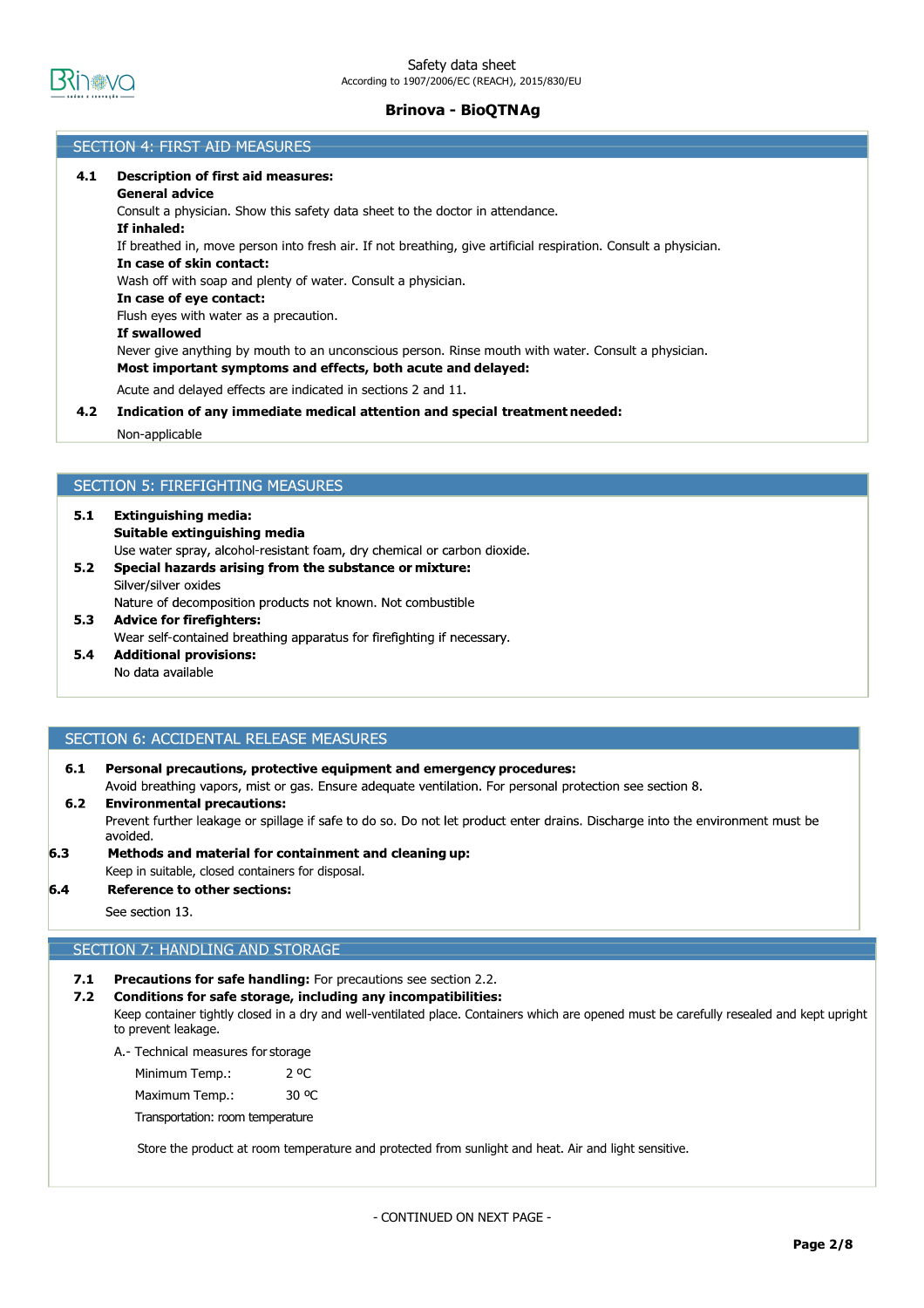## SECTION 4: FIRST AID MEASURES

**4.1 Description of first aid measures:**

**General advice**

Consult a physician. Show this safety data sheet to the doctor in attendance.

**If inhaled:**

If breathed in, move person into fresh air. If not breathing, give artificial respiration. Consult a physician.

**In case of skin contact:**

Wash off with soap and plenty of water. Consult a physician.

**In case of eye contact:**

Flush eyes with water as a precaution.

**If swallowed**

Never give anything by mouth to an unconscious person. Rinse mouth with water. Consult a physician.

**Most important symptoms and effects, both acute and delayed:**

Acute and delayed effects are indicated in sections 2 and 11.

**4.2 Indication of any immediate medical attention and special treatment needed:**

Non-applicable

## SECTION 5: FIREFIGHTING MEASURES

**5.1 Extinguishing media:**

**Suitable extinguishing media**

Use water spray, alcohol-resistant foam, dry chemical or carbon dioxide.

**5.2 Special hazards arising from the substance or mixture:**

Silver/silver oxides

Nature of decomposition products not known. Not combustible

**5.3 Advice for firefighters:**

Wear self-contained breathing apparatus for firefighting if necessary.

**5.4 Additional provisions:**

No data available

## SECTION 6: ACCIDENTAL RELEASE MEASURES

**6.1 Personal precautions, protective equipment and emergency procedures:**

Avoid breathing vapors, mist or gas. Ensure adequate ventilation. For personal protection see section 8.

**6.2 Environmental precautions:**

Prevent further leakage or spillage if safe to do so. Do not let product enter drains. Discharge into the environment must be avoided.

**6.3 Methods and material for containment and cleaning up:**

Keep in suitable, closed containers for disposal.

**6.4 Reference to other sections:**

See section 13.

## SECTION 7: HANDLING AND STORAGE

**7.1 Precautions for safe handling:** For precautions see section 2.2.

**7.2 Conditions for safe storage, including any incompatibilities:**

Keep container tightly closed in a dry and well-ventilated place. Containers which are opened must be carefully resealed and kept upright to prevent leakage.

A.- Technical measures for storage

Minimum Temp.: 2 ºC

Maximum Temp.: 30 ºC

Transportation: room temperature

Store the product at room temperature and protected from sunlight and heat. Air and light sensitive.

- CONTINUED ON NEXT PAGE -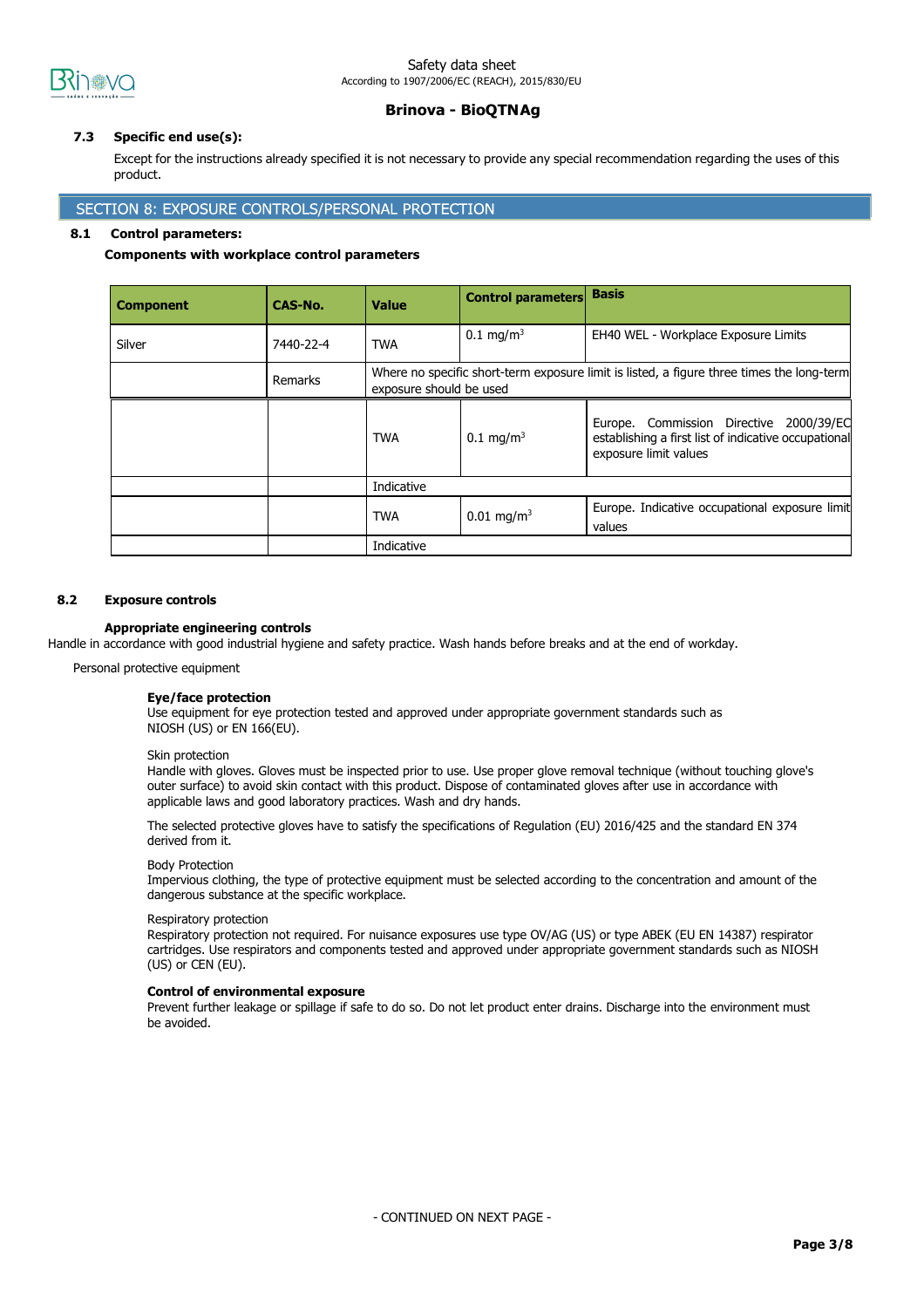### 7.3 Specific end use(s):

Except for the instructions already specified it is not necessary to provide any special recommendation regarding the uses of this product.

## SECTION 8: EXPOSURE CONTROLS/PERSONAL PROTECTION

### 8.1 Control parameters:

**Components with workplace control parameters**

| Component | CAS-No. | Value | Control parameters | Basis |
|---|---|---|---|---|
| Silver | 7440-22-4 | TWA | 0.1 mg/m$^3$ | EH40 WEL - Workplace Exposure Limits |
| | Remarks | Where no specific short-term exposure limit is listed, a figure three times the long-term exposure should be used | | |
| | | TWA | 0.1 mg/m$^3$ | Europe. Commission Directive 2000/39/EC establishing a first list of indicative occupational exposure limit values |
| | | Indicative | | |
| | | TWA | 0.01 mg/m$^3$ | Europe. Indicative occupational exposure limit values |
| | | Indicative | | |

### 8.2 Exposure controls

**Appropriate engineering controls**

Handle in accordance with good industrial hygiene and safety practice. Wash hands before breaks and at the end of workday.

Personal protective equipment

**Eye/face protection**
Use equipment for eye protection tested and approved under appropriate government standards such as NIOSH (US) or EN 166(EU).

Skin protection
Handle with gloves. Gloves must be inspected prior to use. Use proper glove removal technique (without touching glove's outer surface) to avoid skin contact with this product. Dispose of contaminated gloves after use in accordance with applicable laws and good laboratory practices. Wash and dry hands.

The selected protective gloves have to satisfy the specifications of Regulation (EU) 2016/425 and the standard EN 374 derived from it.

Body Protection
Impervious clothing, the type of protective equipment must be selected according to the concentration and amount of the dangerous substance at the specific workplace.

Respiratory protection
Respiratory protection not required. For nuisance exposures use type OV/AG (US) or type ABEK (EU EN 14387) respirator cartridges. Use respirators and components tested and approved under appropriate government standards such as NIOSH (US) or CEN (EU).

**Control of environmental exposure**
Prevent further leakage or spillage if safe to do so. Do not let product enter drains. Discharge into the environment must be avoided.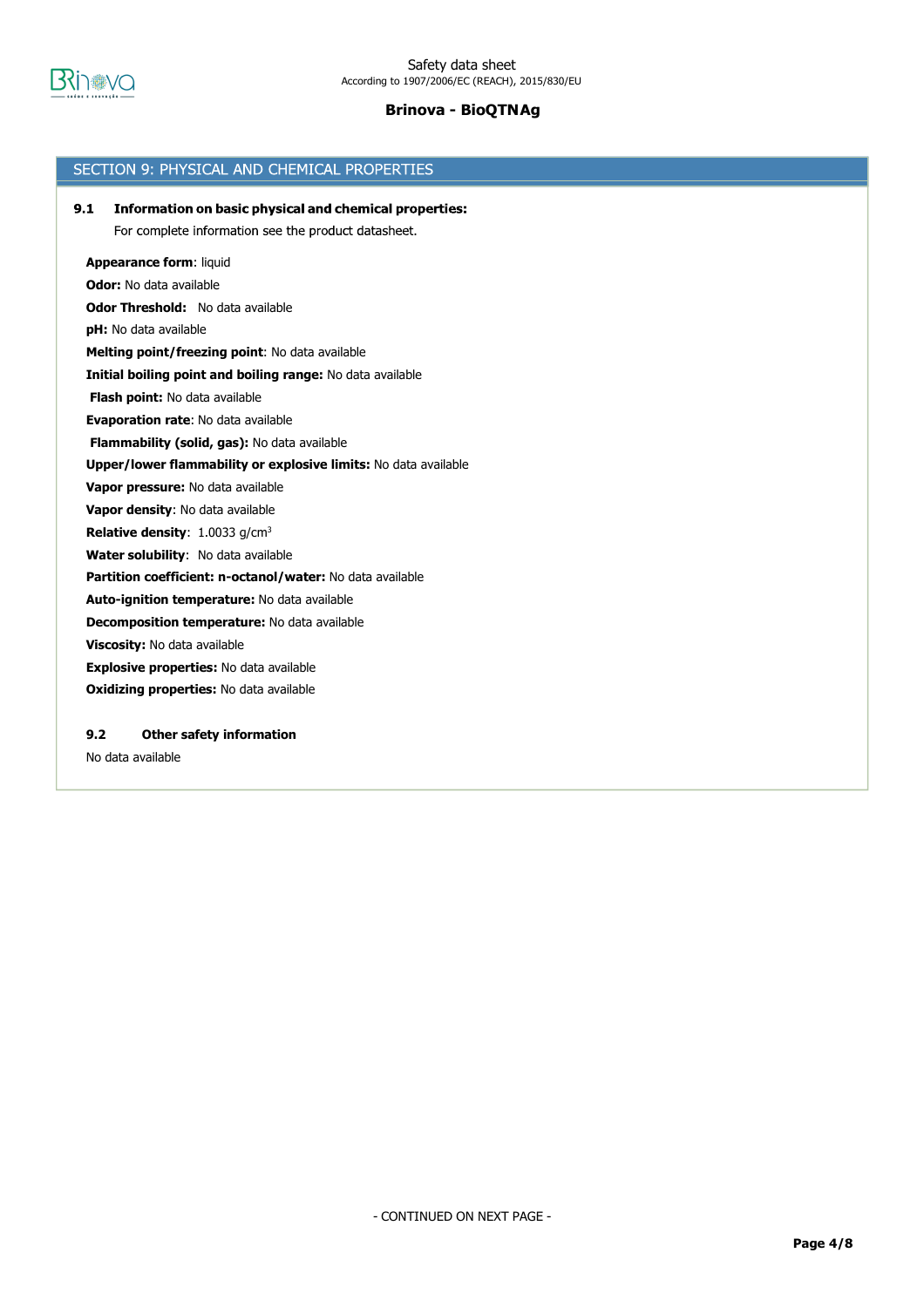## SECTION 9: PHYSICAL AND CHEMICAL PROPERTIES

### 9.1 Information on basic physical and chemical properties:

For complete information see the product datasheet.

**Appearance form**: liquid

**Odor:** No data available

**Odor Threshold:** No data available

**pH:** No data available

**Melting point/freezing point**: No data available

**Initial boiling point and boiling range:** No data available

**Flash point:** No data available

**Evaporation rate**: No data available

**Flammability (solid, gas):** No data available

**Upper/lower flammability or explosive limits:** No data available

**Vapor pressure:** No data available

**Vapor density**: No data available

**Relative density**: 1.0033 $g/cm^3$

**Water solubility**: No data available

**Partition coefficient: n-octanol/water:** No data available

**Auto-ignition temperature:** No data available

**Decomposition temperature:** No data available

**Viscosity:** No data available

**Explosive properties:** No data available

**Oxidizing properties:** No data available

### 9.2 Other safety information

No data available

- CONTINUED ON NEXT PAGE -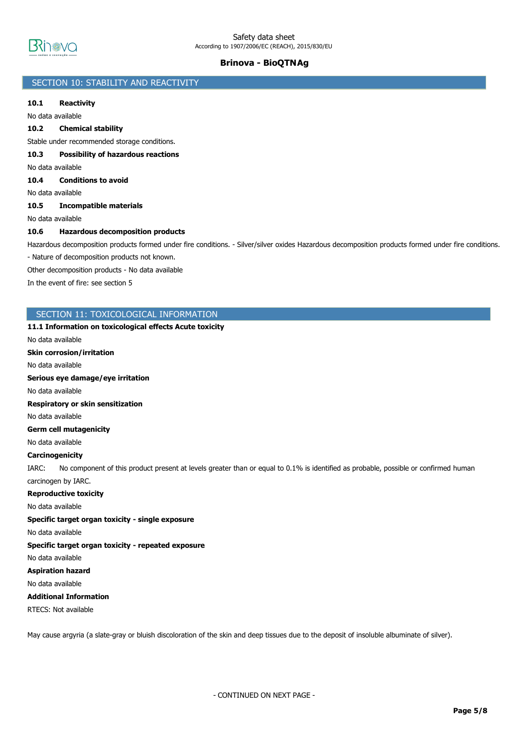## SECTION 10: STABILITY AND REACTIVITY

**10.1 Reactivity**

No data available

**10.2 Chemical stability**

Stable under recommended storage conditions.

**10.3 Possibility of hazardous reactions**

No data available

**10.4 Conditions to avoid**

No data available

**10.5 Incompatible materials**

No data available

**10.6 Hazardous decomposition products**

Hazardous decomposition products formed under fire conditions. - Silver/silver oxides Hazardous decomposition products formed under fire conditions. - Nature of decomposition products not known.

Other decomposition products - No data available

In the event of fire: see section 5

## SECTION 11: TOXICOLOGICAL INFORMATION

**11.1 Information on toxicological effects Acute toxicity**

No data available

**Skin corrosion/irritation**

No data available

**Serious eye damage/eye irritation**

No data available

**Respiratory or skin sensitization**

No data available

**Germ cell mutagenicity**

No data available

**Carcinogenicity**

IARC: No component of this product present at levels greater than or equal to 0.1% is identified as probable, possible or confirmed human carcinogen by IARC.

**Reproductive toxicity**

No data available

**Specific target organ toxicity - single exposure**

No data available

**Specific target organ toxicity - repeated exposure**

No data available

**Aspiration hazard**

No data available

**Additional Information**

RTECS: Not available

May cause argyria (a slate-gray or bluish discoloration of the skin and deep tissues due to the deposit of insoluble albuminate of silver).

- CONTINUED ON NEXT PAGE -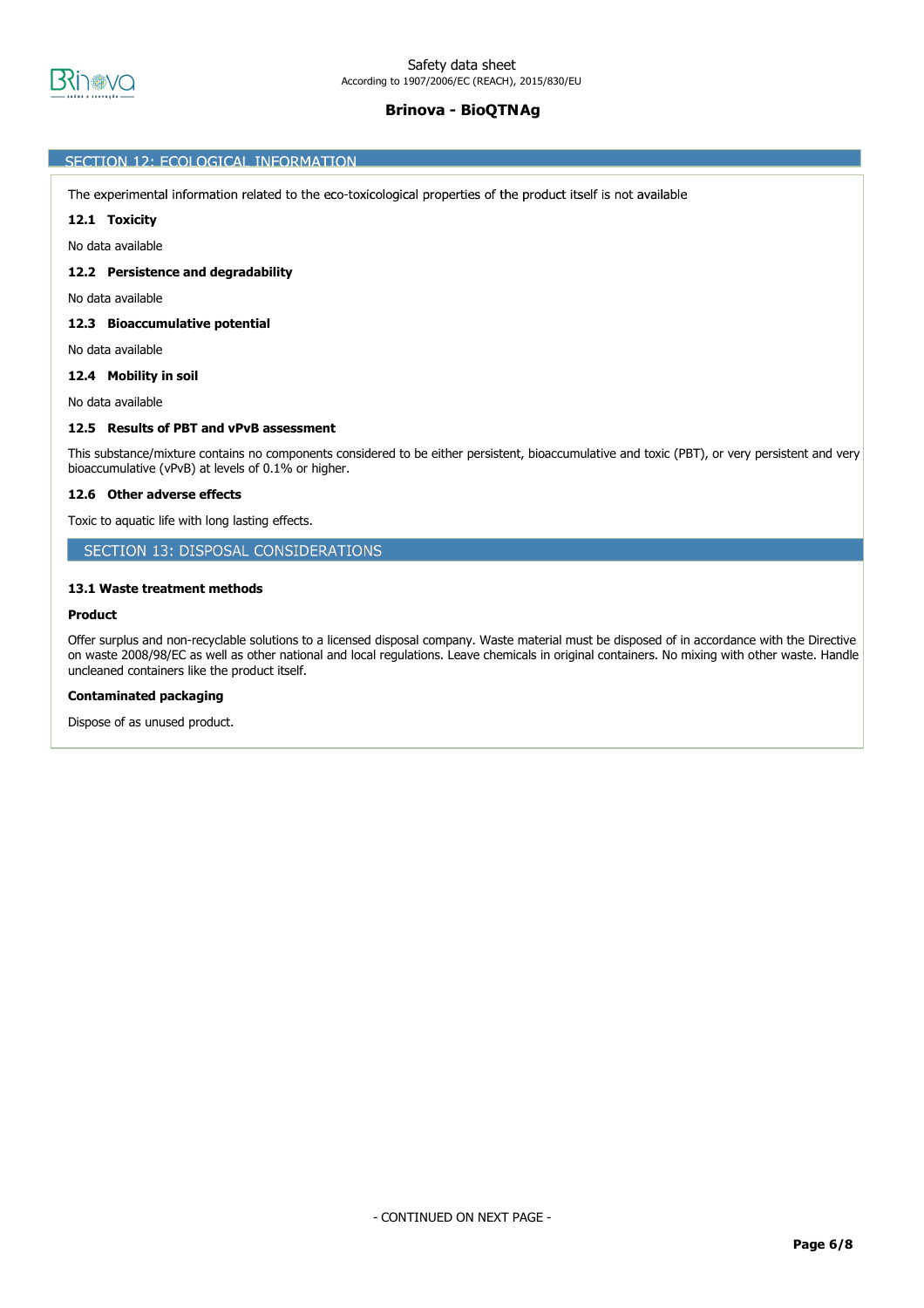## SECTION 12: ECOLOGICAL INFORMATION

The experimental information related to the eco-toxicological properties of the product itself is not available

### 12.1 Toxicity

No data available

### 12.2 Persistence and degradability

No data available

### 12.3 Bioaccumulative potential

No data available

### 12.4 Mobility in soil

No data available

### 12.5 Results of PBT and vPvB assessment

This substance/mixture contains no components considered to be either persistent, bioaccumulative and toxic (PBT), or very persistent and very bioaccumulative (vPvB) at levels of 0.1% or higher.

### 12.6 Other adverse effects

Toxic to aquatic life with long lasting effects.

## SECTION 13: DISPOSAL CONSIDERATIONS

### 13.1 Waste treatment methods

**Product**

Offer surplus and non-recyclable solutions to a licensed disposal company. Waste material must be disposed of in accordance with the Directive on waste 2008/98/EC as well as other national and local regulations. Leave chemicals in original containers. No mixing with other waste. Handle uncleaned containers like the product itself.

**Contaminated packaging**

Dispose of as unused product.

- CONTINUED ON NEXT PAGE -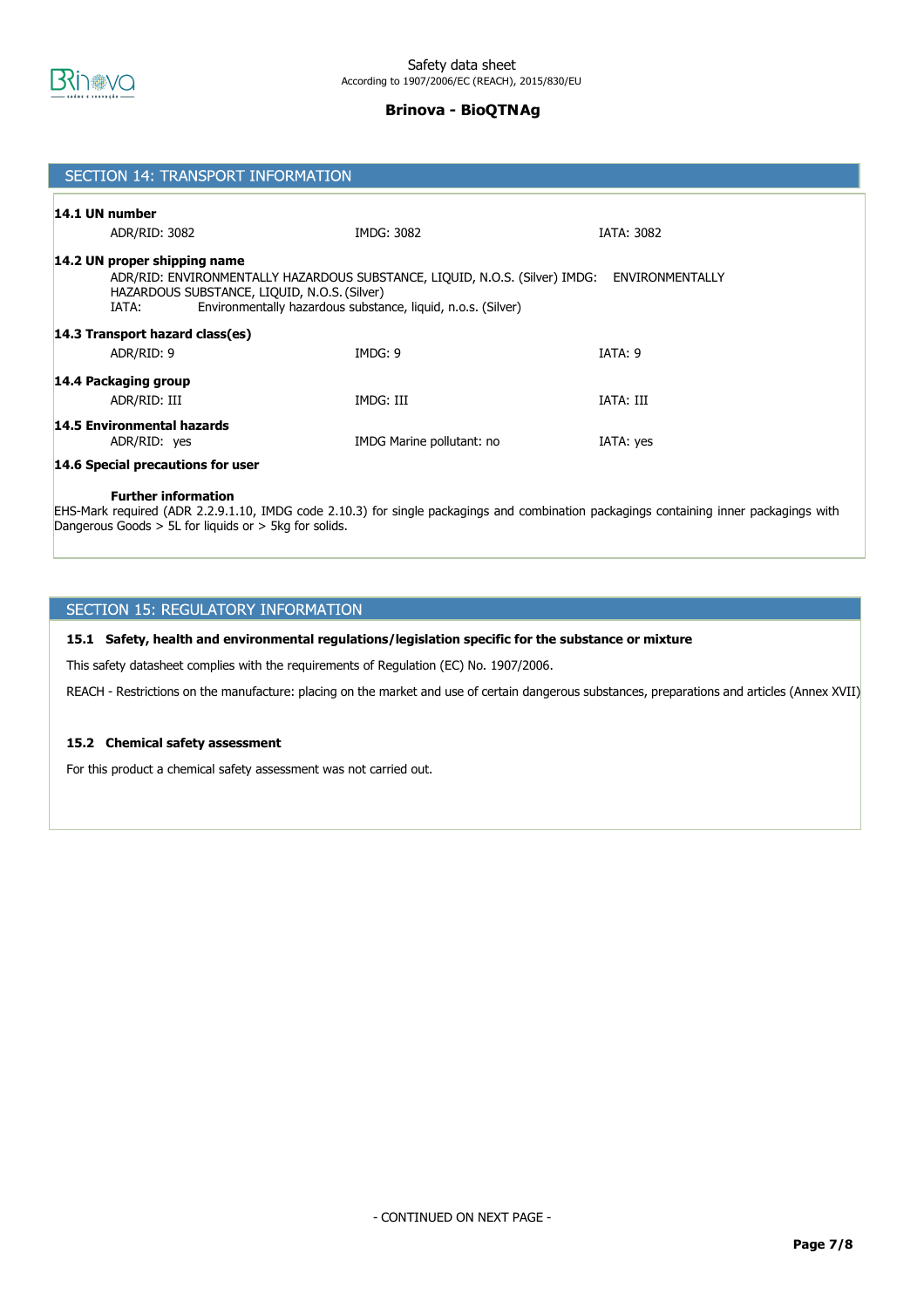## SECTION 14: TRANSPORT INFORMATION

**14.1 UN number**

| ADR/RID: 3082 | IMDG: 3082 | IATA: 3082 |
|---|---|---|

**14.2 UN proper shipping name**

ADR/RID: ENVIRONMENTALLY HAZARDOUS SUBSTANCE, LIQUID, N.O.S. (Silver) IMDG: ENVIRONMENTALLY HAZARDOUS SUBSTANCE, LIQUID, N.O.S. (Silver)
IATA: Environmentally hazardous substance, liquid, n.o.s. (Silver)

**14.3 Transport hazard class(es)**

| ADR/RID: 9 | IMDG: 9 | IATA: 9 |
|---|---|---|

**14.4 Packaging group**

| ADR/RID: III | IMDG: III | IATA: III |
|---|---|---|

**14.5 Environmental hazards**

| ADR/RID: yes | IMDG Marine pollutant: no | IATA: yes |
|---|---|---|

**14.6 Special precautions for user**

**Further information**

EHS-Mark required (ADR 2.2.9.1.10, IMDG code 2.10.3) for single packagings and combination packagings containing inner packagings with Dangerous Goods > 5L for liquids or > 5kg for solids.

## SECTION 15: REGULATORY INFORMATION

**15.1 Safety, health and environmental regulations/legislation specific for the substance or mixture**

This safety datasheet complies with the requirements of Regulation (EC) No. 1907/2006.

REACH - Restrictions on the manufacture: placing on the market and use of certain dangerous substances, preparations and articles (Annex XVII)

**15.2 Chemical safety assessment**

For this product a chemical safety assessment was not carried out.

- CONTINUED ON NEXT PAGE -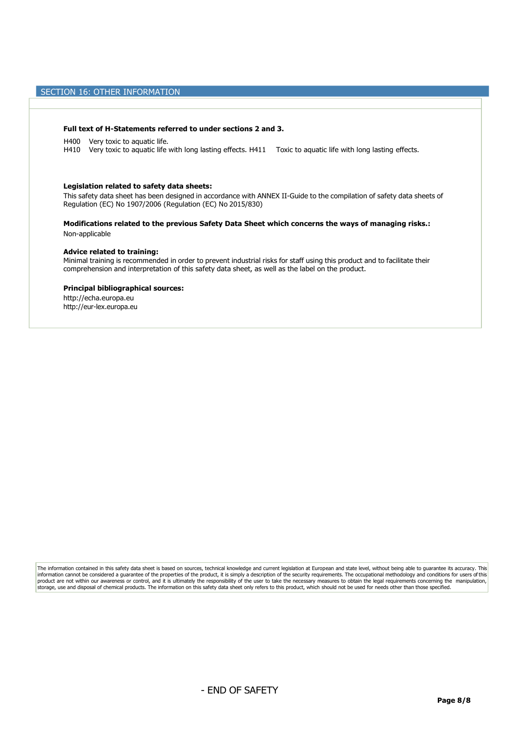## SECTION 16: OTHER INFORMATION

**Full text of H-Statements referred to under sections 2 and 3.**

H400 Very toxic to aquatic life.
H410 Very toxic to aquatic life with long lasting effects. H411 Toxic to aquatic life with long lasting effects.

**Legislation related to safety data sheets:**
This safety data sheet has been designed in accordance with ANNEX II-Guide to the compilation of safety data sheets of Regulation (EC) No 1907/2006 (Regulation (EC) No 2015/830)

**Modifications related to the previous Safety Data Sheet which concerns the ways of managing risks.:**
Non-applicable

**Advice related to training:**
Minimal training is recommended in order to prevent industrial risks for staff using this product and to facilitate their comprehension and interpretation of this safety data sheet, as well as the label on the product.

**Principal bibliographical sources:**
http://echa.europa.eu
http://eur-lex.europa.eu

The information contained in this safety data sheet is based on sources, technical knowledge and current legislation at European and state level, without being able to guarantee its accuracy. This information cannot be considered a guarantee of the properties of the product, it is simply a description of the security requirements. The occupational methodology and conditions for users of this product are not within our awareness or control, and it is ultimately the responsibility of the user to take the necessary measures to obtain the legal requirements concerning the manipulation, storage, use and disposal of chemical products. The information on this safety data sheet only refers to this product, which should not be used for needs other than those specified.

- END OF SAFETY